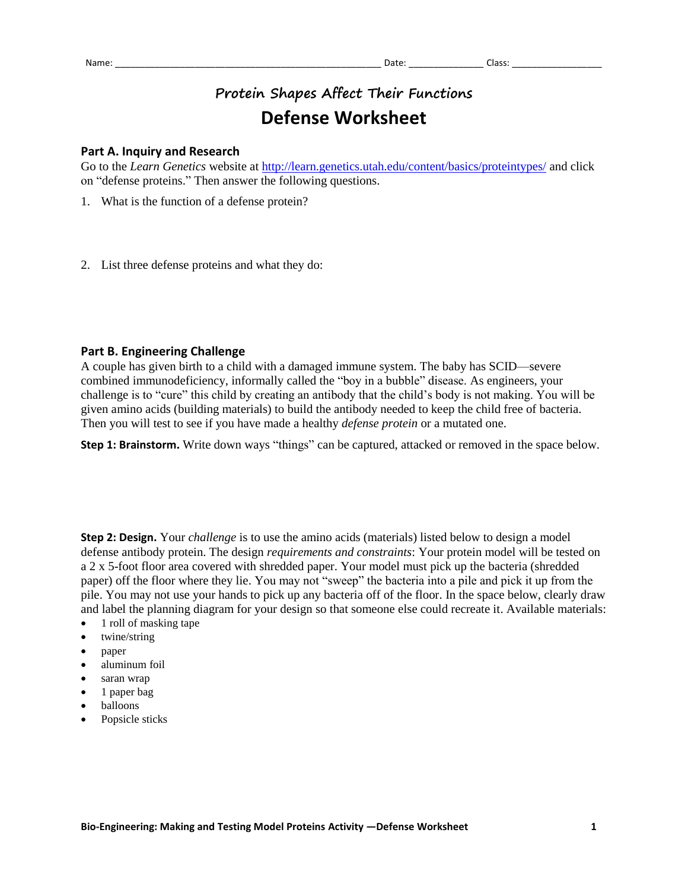Name: _______________________________________________ Date: ______________ Class: __________________

## *Protein Shapes Affect Their Functions*

# Defense Worksheet

### Part A. Inquiry and Research

Go to the *Learn Genetics* website at [http://learn.genetics.utah.edu/content/basics/proteintypes/](http://learn.genetics.utah.edu/content/basics/proteintypes/) and click on "defense proteins." Then answer the following questions.

1. What is the function of a defense protein?

2. List three defense proteins and what they do:

### Part B. Engineering Challenge

A couple has given birth to a child with a damaged immune system. The baby has SCID—severe combined immunodeficiency, informally called the "boy in a bubble" disease. As engineers, your challenge is to "cure" this child by creating an antibody that the child's body is not making. You will be given amino acids (building materials) to build the antibody needed to keep the child free of bacteria. Then you will test to see if you have made a healthy *defense protein* or a mutated one.

**Step 1: Brainstorm.** Write down ways "things" can be captured, attacked or removed in the space below.

**Step 2: Design.** Your *challenge* is to use the amino acids (materials) listed below to design a model defense antibody protein. The design *requirements and constraints*: Your protein model will be tested on a 2 x 5-foot floor area covered with shredded paper. Your model must pick up the bacteria (shredded paper) off the floor where they lie. You may not "sweep" the bacteria into a pile and pick it up from the pile. You may not use your hands to pick up any bacteria off of the floor. In the space below, clearly draw and label the planning diagram for your design so that someone else could recreate it. Available materials:

- 1 roll of masking tape
- twine/string
- paper
- aluminum foil
- saran wrap
- 1 paper bag
- balloons
- Popsicle sticks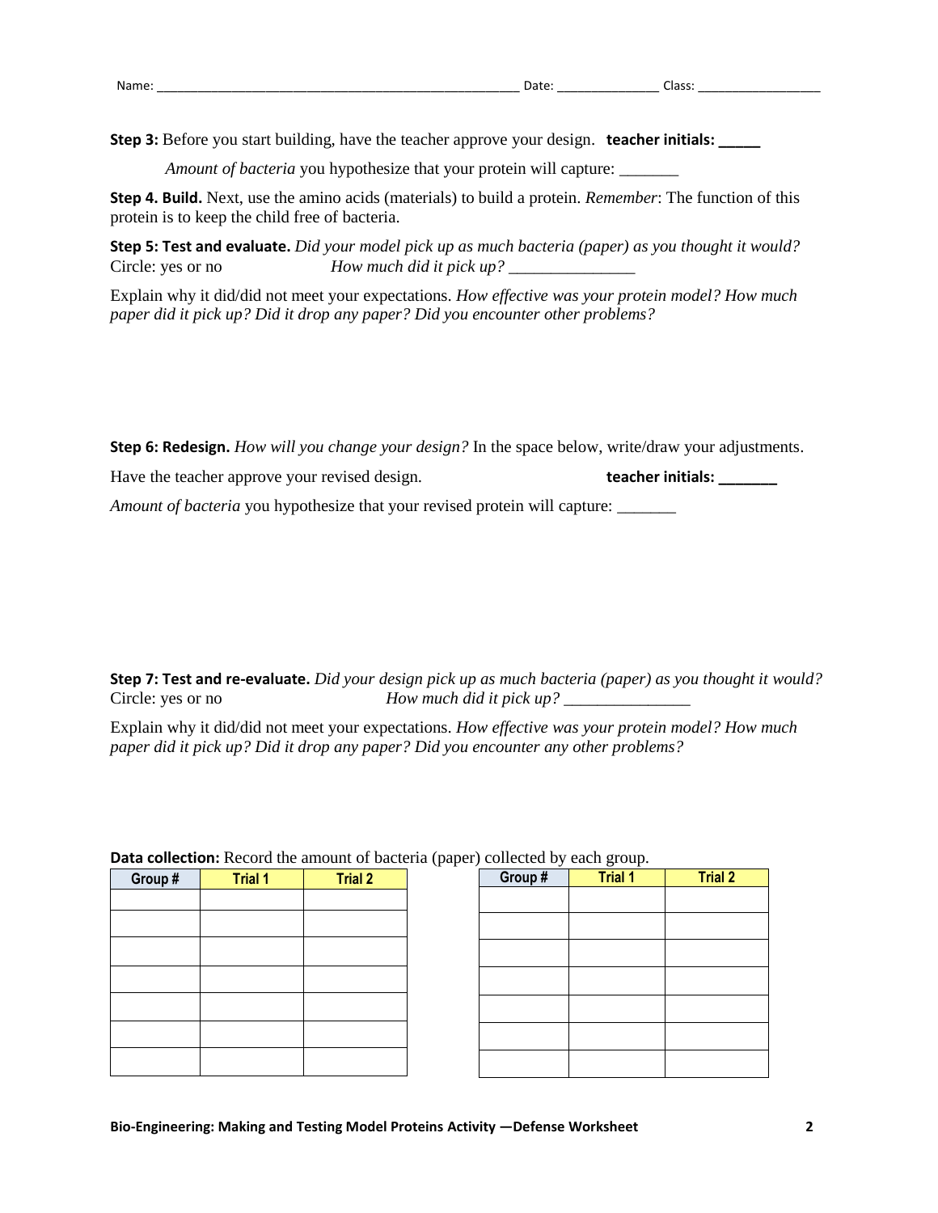Name: ______________________________________________________ Date: _______________ Class: __________________

**Step 3:** Before you start building, have the teacher approve your design. **teacher initials: _____**

*Amount of bacteria* you hypothesize that your protein will capture: _______

**Step 4. Build.** Next, use the amino acids (materials) to build a protein. *Remember*: The function of this protein is to keep the child free of bacteria.

**Step 5: Test and evaluate.** *Did your model pick up as much bacteria (paper) as you thought it would?* Circle: yes or no *How much did it pick up?* _______________

Explain why it did/did not meet your expectations. *How effective was your protein model? How much paper did it pick up? Did it drop any paper? Did you encounter other problems?*

**Step 6: Redesign.** *How will you change your design?* In the space below, write/draw your adjustments.

Have the teacher approve your revised design. **teacher initials: _______**

*Amount of bacteria* you hypothesize that your revised protein will capture: _______

**Step 7: Test and re-evaluate.** *Did your design pick up as much bacteria (paper) as you thought it would?* Circle: yes or no *How much did it pick up?* _______________

Explain why it did/did not meet your expectations. *How effective was your protein model? How much paper did it pick up? Did it drop any paper? Did you encounter any other problems?*

**Data collection:** Record the amount of bacteria (paper) collected by each group.

| Group # | Trial 1 | Trial 2 |
|---|---|---|
| | | |
| | | |
| | | |
| | | |
| | | |
| | | |
| | | |

| Group # | Trial 1 | Trial 2 |
|---|---|---|
| | | |
| | | |
| | | |
| | | |
| | | |
| | | |
| | | |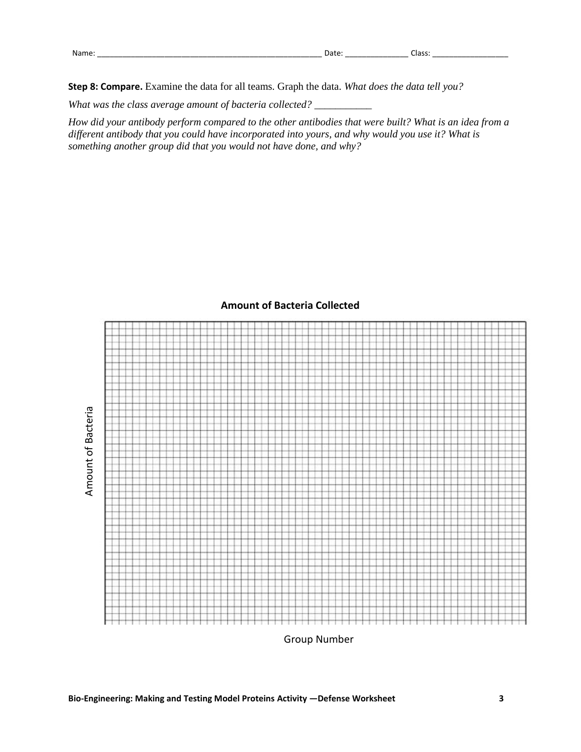Name: _______________________________________________________ Date: _______________ Class: __________________

**Step 8: Compare.** Examine the data for all teams. Graph the data. *What does the data tell you?*

*What was the class average amount of bacteria collected?* ___________

*How did your antibody perform compared to the other antibodies that were built? What is an idea from a different antibody that you could have incorporated into yours, and why would you use it? What is something another group did that you would not have done, and why?*

**Amount of Bacteria Collected**

Amount of Bacteria

Group Number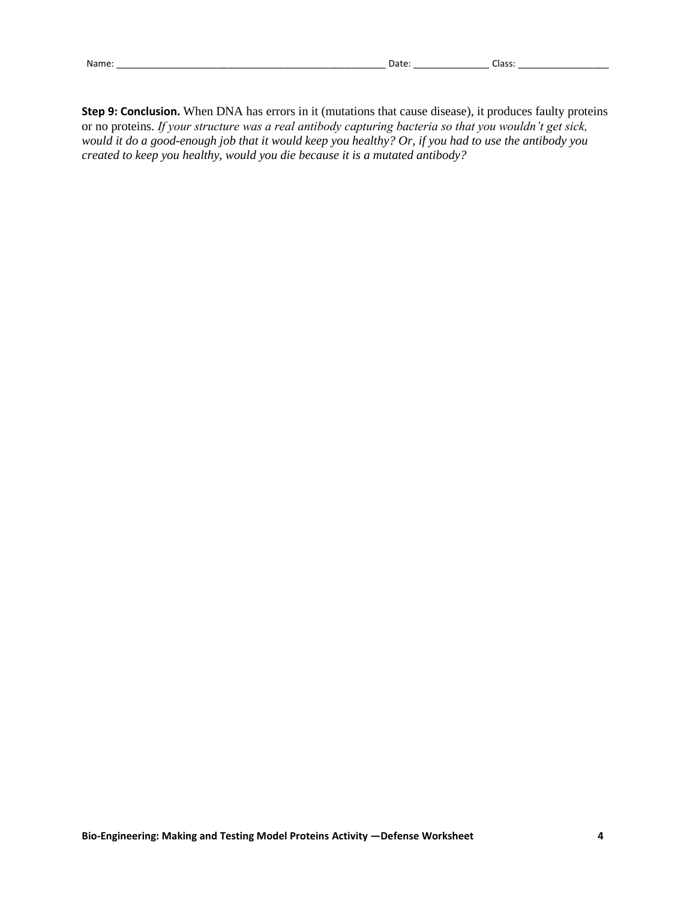Name: ______________________________________________________ Date: _______________ Class: __________________

**Step 9: Conclusion.** When DNA has errors in it (mutations that cause disease), it produces faulty proteins or no proteins. *If your structure was a real antibody capturing bacteria so that you wouldn't get sick, would it do a good-enough job that it would keep you healthy? Or, if you had to use the antibody you created to keep you healthy, would you die because it is a mutated antibody?*